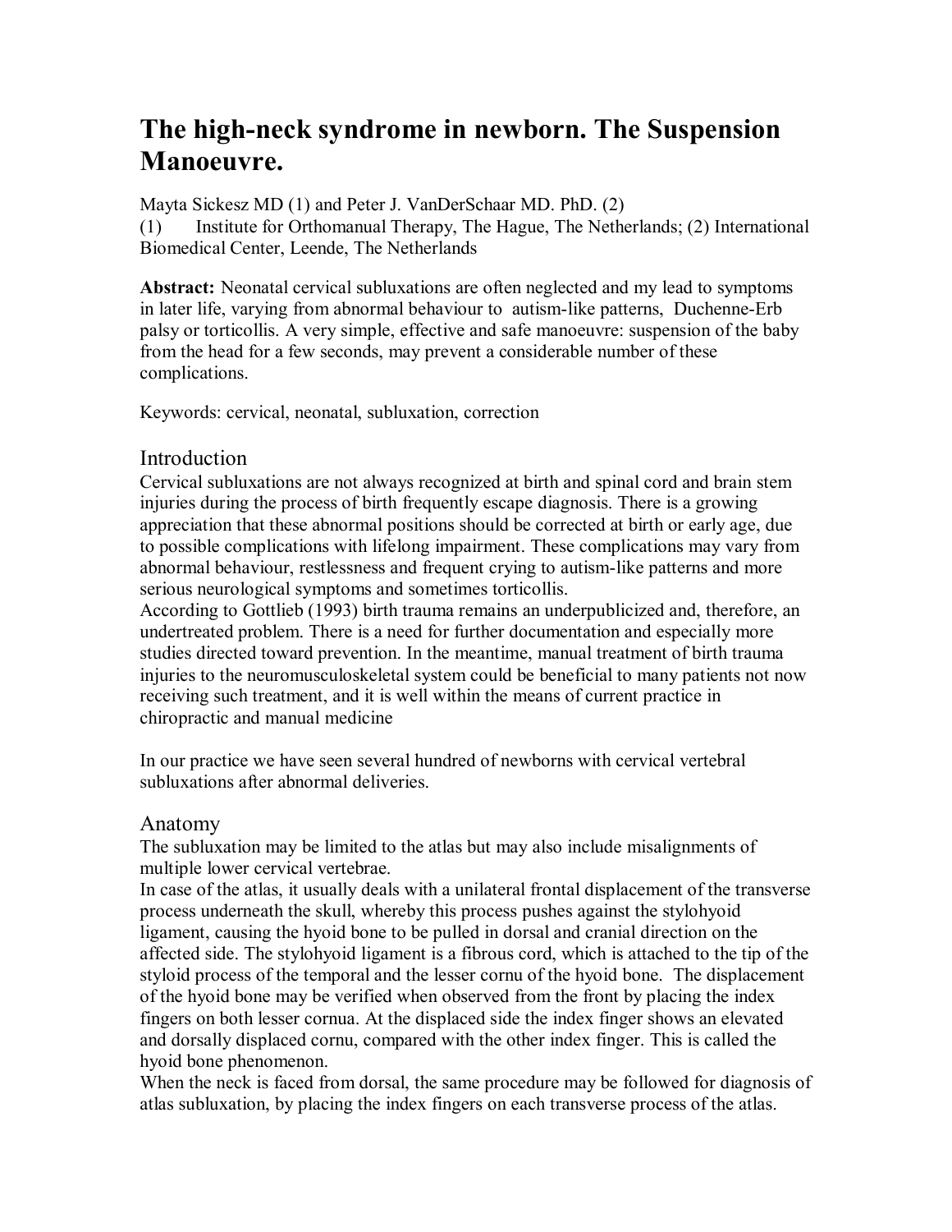# The high-neck syndrome in newborn. The Suspension Manoeuvre.

Mayta Sickesz MD (1) and Peter J. VanDerSchaar MD. PhD. (2)
(1) Institute for Orthomanual Therapy, The Hague, The Netherlands; (2) International Biomedical Center, Leende, The Netherlands

**Abstract:** Neonatal cervical subluxations are often neglected and my lead to symptoms in later life, varying from abnormal behaviour to autism-like patterns, Duchenne-Erb palsy or torticollis. A very simple, effective and safe manoeuvre: suspension of the baby from the head for a few seconds, may prevent a considerable number of these complications.

Keywords: cervical, neonatal, subluxation, correction

## Introduction

Cervical subluxations are not always recognized at birth and spinal cord and brain stem injuries during the process of birth frequently escape diagnosis. There is a growing appreciation that these abnormal positions should be corrected at birth or early age, due to possible complications with lifelong impairment. These complications may vary from abnormal behaviour, restlessness and frequent crying to autism-like patterns and more serious neurological symptoms and sometimes torticollis.
According to Gottlieb (1993) birth trauma remains an underpublicized and, therefore, an undertreated problem. There is a need for further documentation and especially more studies directed toward prevention. In the meantime, manual treatment of birth trauma injuries to the neuromusculoskeletal system could be beneficial to many patients not now receiving such treatment, and it is well within the means of current practice in chiropractic and manual medicine

In our practice we have seen several hundred of newborns with cervical vertebral subluxations after abnormal deliveries.

## Anatomy

The subluxation may be limited to the atlas but may also include misalignments of multiple lower cervical vertebrae.
In case of the atlas, it usually deals with a unilateral frontal displacement of the transverse process underneath the skull, whereby this process pushes against the stylohyoid ligament, causing the hyoid bone to be pulled in dorsal and cranial direction on the affected side. The stylohyoid ligament is a fibrous cord, which is attached to the tip of the styloid process of the temporal and the lesser cornu of the hyoid bone. The displacement of the hyoid bone may be verified when observed from the front by placing the index fingers on both lesser cornua. At the displaced side the index finger shows an elevated and dorsally displaced cornu, compared with the other index finger. This is called the hyoid bone phenomenon.
When the neck is faced from dorsal, the same procedure may be followed for diagnosis of atlas subluxation, by placing the index fingers on each transverse process of the atlas.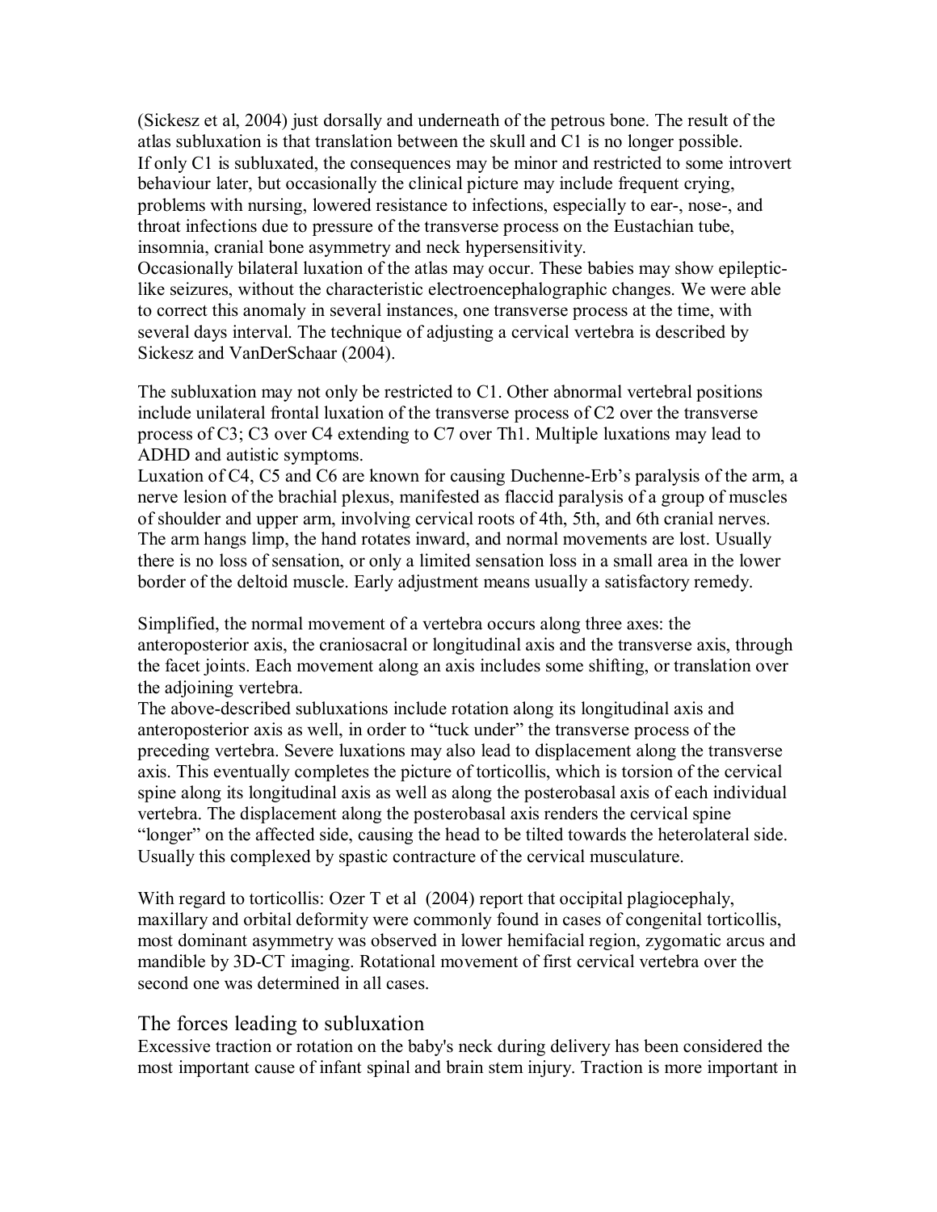(Sickesz et al, 2004) just dorsally and underneath of the petrous bone. The result of the atlas subluxation is that translation between the skull and C1 is no longer possible. If only C1 is subluxated, the consequences may be minor and restricted to some introvert behaviour later, but occasionally the clinical picture may include frequent crying, problems with nursing, lowered resistance to infections, especially to ear-, nose-, and throat infections due to pressure of the transverse process on the Eustachian tube, insomnia, cranial bone asymmetry and neck hypersensitivity.
Occasionally bilateral luxation of the atlas may occur. These babies may show epileptic-like seizures, without the characteristic electroencephalographic changes. We were able to correct this anomaly in several instances, one transverse process at the time, with several days interval. The technique of adjusting a cervical vertebra is described by Sickesz and VanDerSchaar (2004).

The subluxation may not only be restricted to C1. Other abnormal vertebral positions include unilateral frontal luxation of the transverse process of C2 over the transverse process of C3; C3 over C4 extending to C7 over Th1. Multiple luxations may lead to ADHD and autistic symptoms.
Luxation of C4, C5 and C6 are known for causing Duchenne-Erb's paralysis of the arm, a nerve lesion of the brachial plexus, manifested as flaccid paralysis of a group of muscles of shoulder and upper arm, involving cervical roots of 4th, 5th, and 6th cranial nerves. The arm hangs limp, the hand rotates inward, and normal movements are lost. Usually there is no loss of sensation, or only a limited sensation loss in a small area in the lower border of the deltoid muscle. Early adjustment means usually a satisfactory remedy.

Simplified, the normal movement of a vertebra occurs along three axes: the anteroposterior axis, the craniosacral or longitudinal axis and the transverse axis, through the facet joints. Each movement along an axis includes some shifting, or translation over the adjoining vertebra.
The above-described subluxations include rotation along its longitudinal axis and anteroposterior axis as well, in order to "tuck under" the transverse process of the preceding vertebra. Severe luxations may also lead to displacement along the transverse axis. This eventually completes the picture of torticollis, which is torsion of the cervical spine along its longitudinal axis as well as along the posterobasal axis of each individual vertebra. The displacement along the posterobasal axis renders the cervical spine "longer" on the affected side, causing the head to be tilted towards the heterolateral side. Usually this complexed by spastic contracture of the cervical musculature.

With regard to torticollis: Ozer T et al (2004) report that occipital plagiocephaly, maxillary and orbital deformity were commonly found in cases of congenital torticollis, most dominant asymmetry was observed in lower hemifacial region, zygomatic arcus and mandible by 3D-CT imaging. Rotational movement of first cervical vertebra over the second one was determined in all cases.

## The forces leading to subluxation

Excessive traction or rotation on the baby's neck during delivery has been considered the most important cause of infant spinal and brain stem injury. Traction is more important in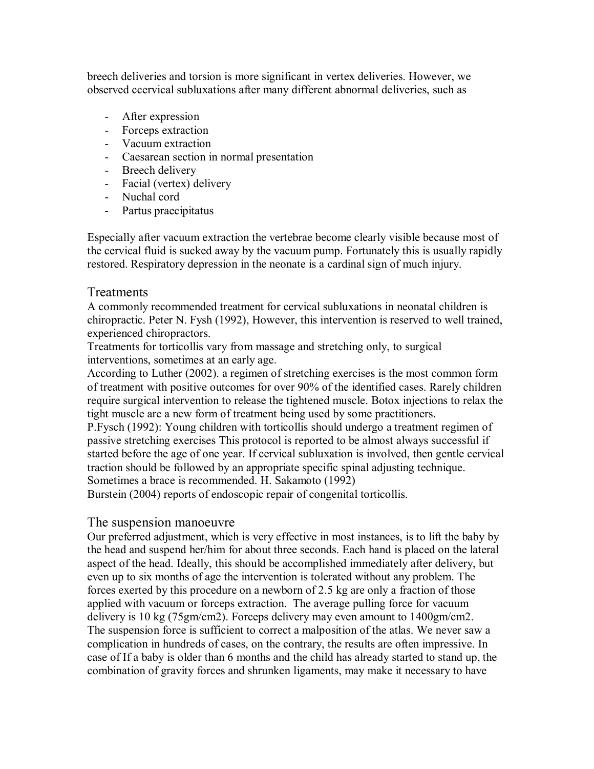breech deliveries and torsion is more significant in vertex deliveries. However, we observed ccervical subluxations after many different abnormal deliveries, such as

- After expression
- Forceps extraction
- Vacuum extraction
- Caesarean section in normal presentation
- Breech delivery
- Facial (vertex) delivery
- Nuchal cord
- Partus praecipitatus

Especially after vacuum extraction the vertebrae become clearly visible because most of the cervical fluid is sucked away by the vacuum pump. Fortunately this is usually rapidly restored. Respiratory depression in the neonate is a cardinal sign of much injury.

## Treatments

A commonly recommended treatment for cervical subluxations in neonatal children is chiropractic. Peter N. Fysh (1992), However, this intervention is reserved to well trained, experienced chiropractors.

Treatments for torticollis vary from massage and stretching only, to surgical interventions, sometimes at an early age.

According to Luther (2002). a regimen of stretching exercises is the most common form of treatment with positive outcomes for over 90% of the identified cases. Rarely children require surgical intervention to release the tightened muscle. Botox injections to relax the tight muscle are a new form of treatment being used by some practitioners.

P.Fysch (1992): Young children with torticollis should undergo a treatment regimen of passive stretching exercises This protocol is reported to be almost always successful if started before the age of one year. If cervical subluxation is involved, then gentle cervical traction should be followed by an appropriate specific spinal adjusting technique.

Sometimes a brace is recommended. H. Sakamoto (1992)

Burstein (2004) reports of endoscopic repair of congenital torticollis.

## The suspension manoeuvre

Our preferred adjustment, which is very effective in most instances, is to lift the baby by the head and suspend her/him for about three seconds. Each hand is placed on the lateral aspect of the head. Ideally, this should be accomplished immediately after delivery, but even up to six months of age the intervention is tolerated without any problem. The forces exerted by this procedure on a newborn of 2.5 kg are only a fraction of those applied with vacuum or forceps extraction. The average pulling force for vacuum delivery is 10 kg (75gm/cm2). Forceps delivery may even amount to 1400gm/cm2.

The suspension force is sufficient to correct a malposition of the atlas. We never saw a complication in hundreds of cases, on the contrary, the results are often impressive. In case of If a baby is older than 6 months and the child has already started to stand up, the combination of gravity forces and shrunken ligaments, may make it necessary to have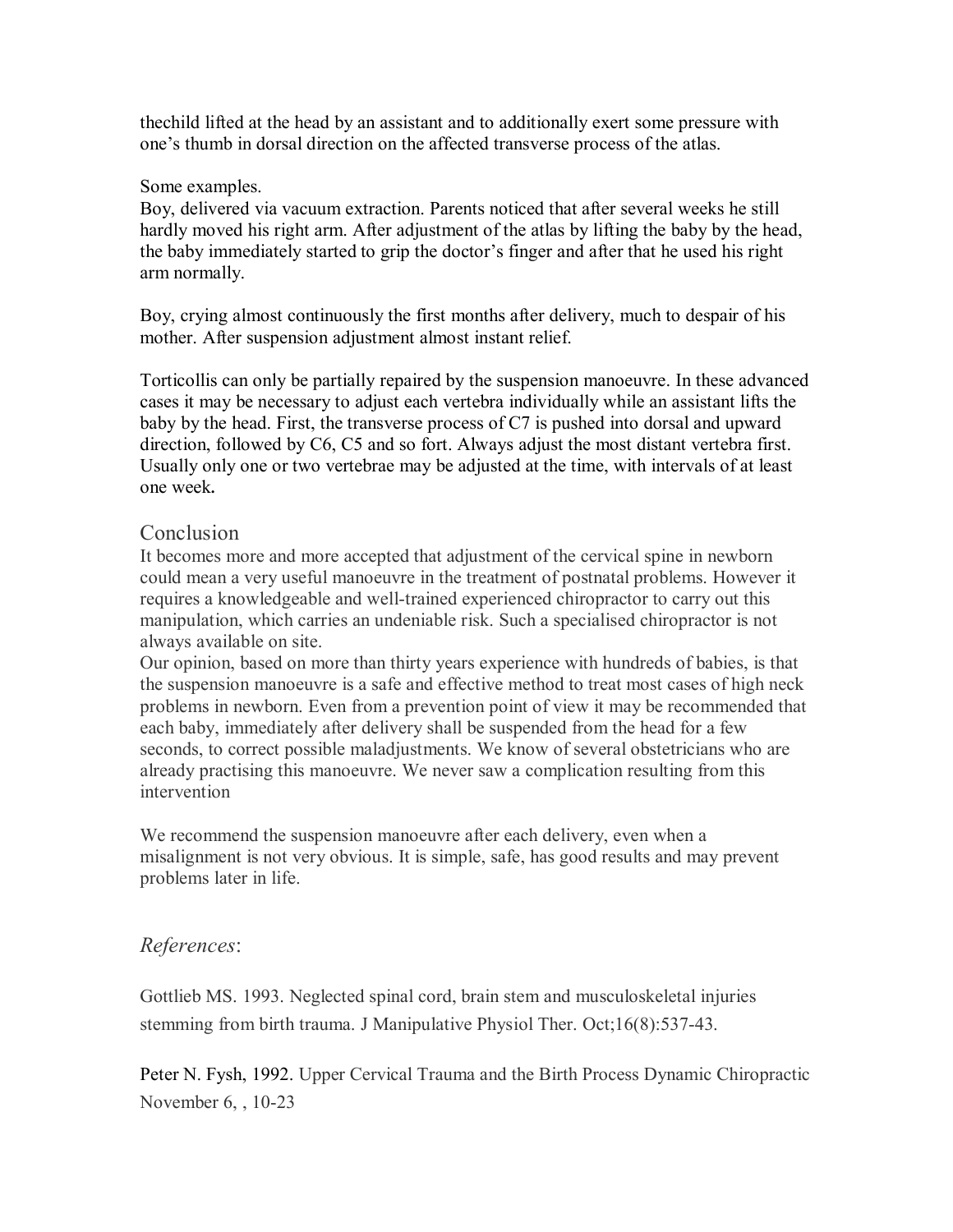thechild lifted at the head by an assistant and to additionally exert some pressure with one's thumb in dorsal direction on the affected transverse process of the atlas.

Some examples.
Boy, delivered via vacuum extraction. Parents noticed that after several weeks he still hardly moved his right arm. After adjustment of the atlas by lifting the baby by the head, the baby immediately started to grip the doctor's finger and after that he used his right arm normally.

Boy, crying almost continuously the first months after delivery, much to despair of his mother. After suspension adjustment almost instant relief.

Torticollis can only be partially repaired by the suspension manoeuvre. In these advanced cases it may be necessary to adjust each vertebra individually while an assistant lifts the baby by the head. First, the transverse process of C7 is pushed into dorsal and upward direction, followed by C6, C5 and so fort. Always adjust the most distant vertebra first. Usually only one or two vertebrae may be adjusted at the time, with intervals of at least one week.

## Conclusion

It becomes more and more accepted that adjustment of the cervical spine in newborn could mean a very useful manoeuvre in the treatment of postnatal problems. However it requires a knowledgeable and well-trained experienced chiropractor to carry out this manipulation, which carries an undeniable risk. Such a specialised chiropractor is not always available on site.
Our opinion, based on more than thirty years experience with hundreds of babies, is that the suspension manoeuvre is a safe and effective method to treat most cases of high neck problems in newborn. Even from a prevention point of view it may be recommended that each baby, immediately after delivery shall be suspended from the head for a few seconds, to correct possible maladjustments. We know of several obstetricians who are already practising this manoeuvre. We never saw a complication resulting from this intervention

We recommend the suspension manoeuvre after each delivery, even when a misalignment is not very obvious. It is simple, safe, has good results and may prevent problems later in life.

## *References*:

Gottlieb MS. 1993. Neglected spinal cord, brain stem and musculoskeletal injuries stemming from birth trauma. J Manipulative Physiol Ther. Oct;16(8):537-43.

Peter N. Fysh, 1992. Upper Cervical Trauma and the Birth Process Dynamic Chiropractic November 6, , 10-23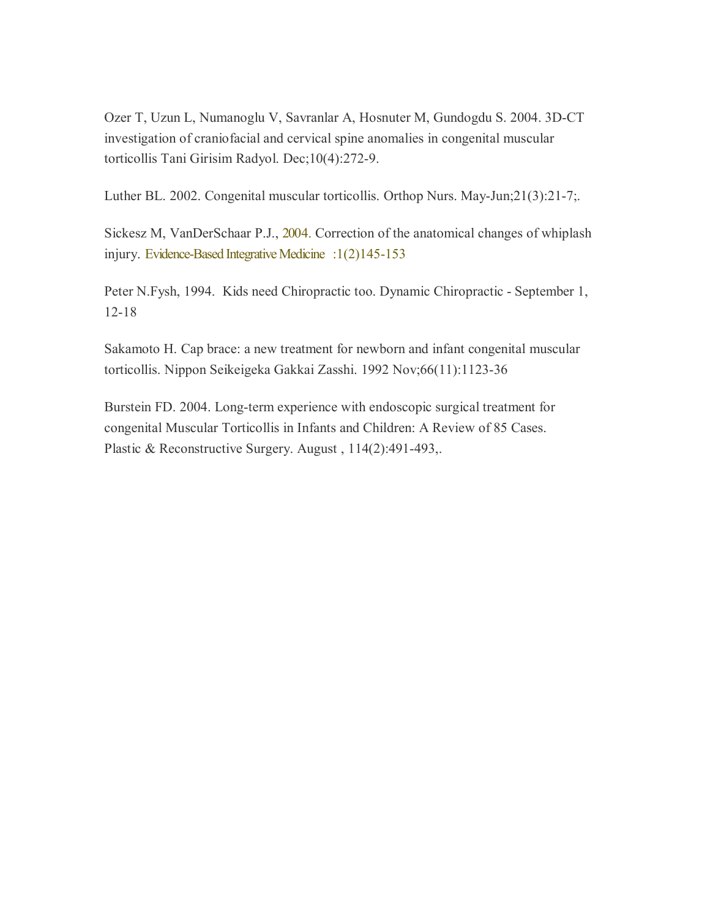Ozer T, Uzun L, Numanoglu V, Savranlar A, Hosnuter M, Gundogdu S. 2004. 3D-CT investigation of craniofacial and cervical spine anomalies in congenital muscular torticollis Tani Girisim Radyol. Dec;10(4):272-9.

Luther BL. 2002. Congenital muscular torticollis. Orthop Nurs. May-Jun;21(3):21-7;.

Sickesz M, VanDerSchaar P.J., 2004. Correction of the anatomical changes of whiplash injury. Evidence-Based Integrative Medicine :1(2)145-153

Peter N.Fysh, 1994. Kids need Chiropractic too. Dynamic Chiropractic - September 1, 12-18

Sakamoto H. Cap brace: a new treatment for newborn and infant congenital muscular torticollis. Nippon Seikeigeka Gakkai Zasshi. 1992 Nov;66(11):1123-36

Burstein FD. 2004. Long-term experience with endoscopic surgical treatment for congenital Muscular Torticollis in Infants and Children: A Review of 85 Cases. Plastic & Reconstructive Surgery. August , 114(2):491-493,.